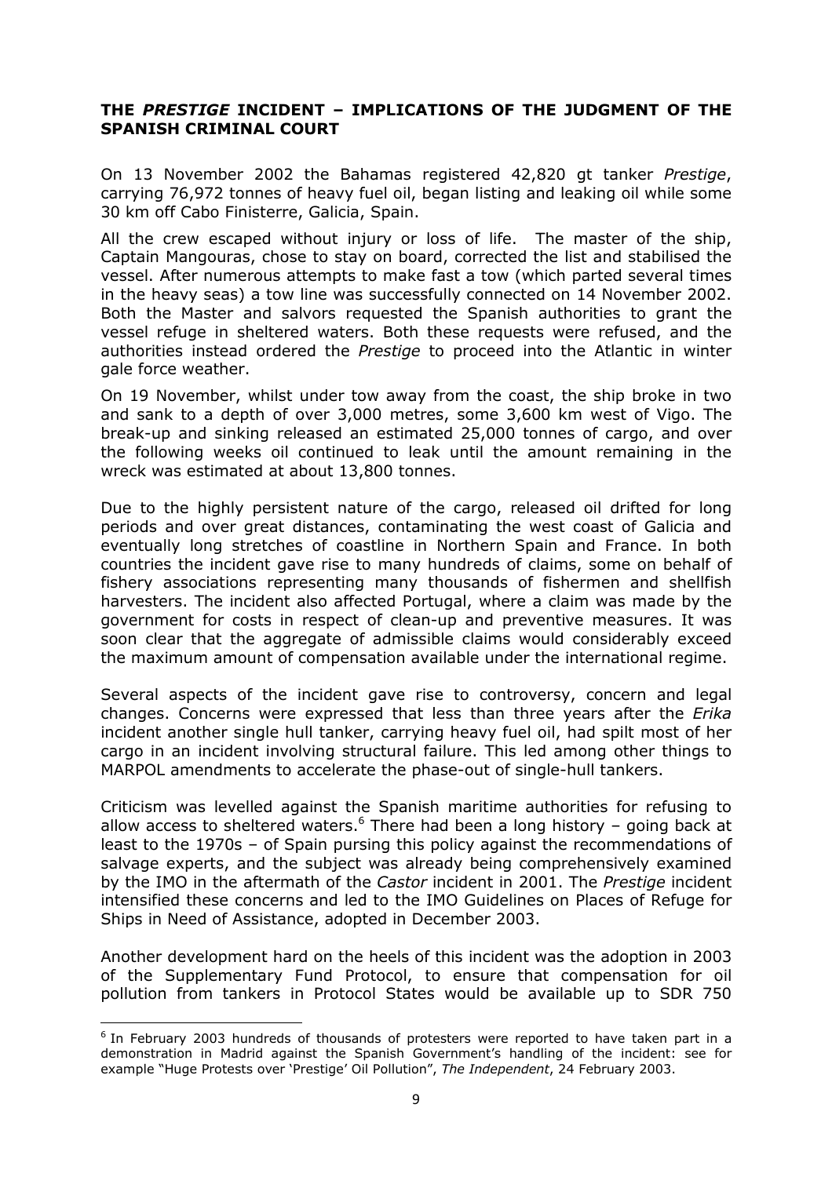# THE *PRESTIGE* INCIDENT – IMPLICATIONS OF THE JUDGMENT OF THE SPANISH CRIMINAL COURT

On 13 November 2002 the Bahamas registered 42,820 gt tanker *Prestige*, carrying 76,972 tonnes of heavy fuel oil, began listing and leaking oil while some 30 km off Cabo Finisterre, Galicia, Spain.

All the crew escaped without injury or loss of life. The master of the ship, Captain Mangouras, chose to stay on board, corrected the list and stabilised the vessel. After numerous attempts to make fast a tow (which parted several times in the heavy seas) a tow line was successfully connected on 14 November 2002. Both the Master and salvors requested the Spanish authorities to grant the vessel refuge in sheltered waters. Both these requests were refused, and the authorities instead ordered the *Prestige* to proceed into the Atlantic in winter gale force weather.

On 19 November, whilst under tow away from the coast, the ship broke in two and sank to a depth of over 3,000 metres, some 3,600 km west of Vigo. The break-up and sinking released an estimated 25,000 tonnes of cargo, and over the following weeks oil continued to leak until the amount remaining in the wreck was estimated at about 13,800 tonnes.

Due to the highly persistent nature of the cargo, released oil drifted for long periods and over great distances, contaminating the west coast of Galicia and eventually long stretches of coastline in Northern Spain and France. In both countries the incident gave rise to many hundreds of claims, some on behalf of fishery associations representing many thousands of fishermen and shellfish harvesters. The incident also affected Portugal, where a claim was made by the government for costs in respect of clean-up and preventive measures. It was soon clear that the aggregate of admissible claims would considerably exceed the maximum amount of compensation available under the international regime.

Several aspects of the incident gave rise to controversy, concern and legal changes. Concerns were expressed that less than three years after the *Erika* incident another single hull tanker, carrying heavy fuel oil, had spilt most of her cargo in an incident involving structural failure. This led among other things to MARPOL amendments to accelerate the phase-out of single-hull tankers.

Criticism was levelled against the Spanish maritime authorities for refusing to allow access to sheltered waters.[6] There had been a long history – going back at least to the 1970s – of Spain pursing this policy against the recommendations of salvage experts, and the subject was already being comprehensively examined by the IMO in the aftermath of the *Castor* incident in 2001. The *Prestige* incident intensified these concerns and led to the IMO Guidelines on Places of Refuge for Ships in Need of Assistance, adopted in December 2003.

Another development hard on the heels of this incident was the adoption in 2003 of the Supplementary Fund Protocol, to ensure that compensation for oil pollution from tankers in Protocol States would be available up to SDR 750

[6] In February 2003 hundreds of thousands of protesters were reported to have taken part in a demonstration in Madrid against the Spanish Government's handling of the incident: see for example "Huge Protests over 'Prestige' Oil Pollution", *The Independent*, 24 February 2003.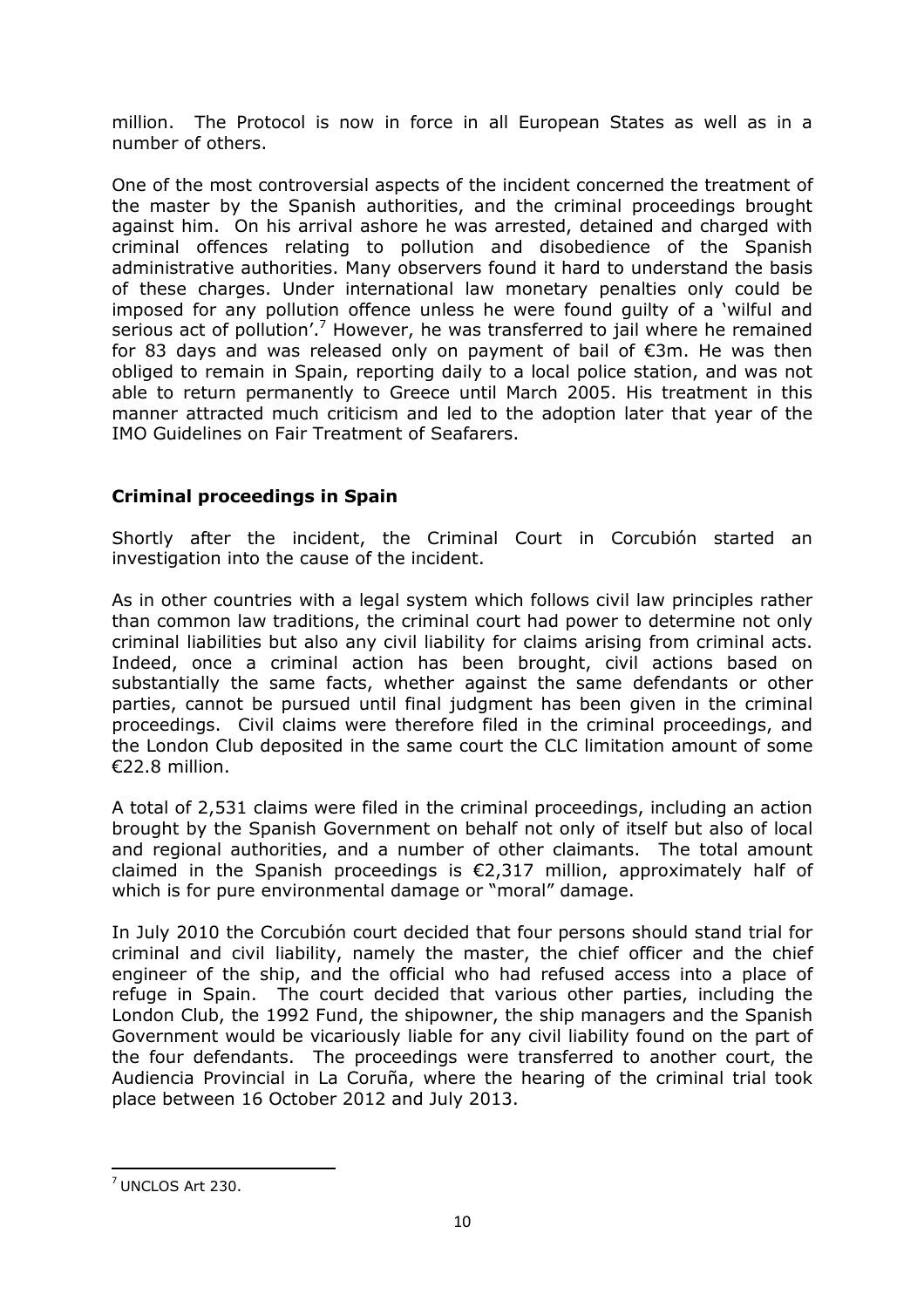million. The Protocol is now in force in all European States as well as in a number of others.

One of the most controversial aspects of the incident concerned the treatment of the master by the Spanish authorities, and the criminal proceedings brought against him. On his arrival ashore he was arrested, detained and charged with criminal offences relating to pollution and disobedience of the Spanish administrative authorities. Many observers found it hard to understand the basis of these charges. Under international law monetary penalties only could be imposed for any pollution offence unless he were found guilty of a 'wilful and serious act of pollution'.[7] However, he was transferred to jail where he remained for 83 days and was released only on payment of bail of €3m. He was then obliged to remain in Spain, reporting daily to a local police station, and was not able to return permanently to Greece until March 2005. His treatment in this manner attracted much criticism and led to the adoption later that year of the IMO Guidelines on Fair Treatment of Seafarers.

## Criminal proceedings in Spain

Shortly after the incident, the Criminal Court in Corcubión started an investigation into the cause of the incident.

As in other countries with a legal system which follows civil law principles rather than common law traditions, the criminal court had power to determine not only criminal liabilities but also any civil liability for claims arising from criminal acts. Indeed, once a criminal action has been brought, civil actions based on substantially the same facts, whether against the same defendants or other parties, cannot be pursued until final judgment has been given in the criminal proceedings. Civil claims were therefore filed in the criminal proceedings, and the London Club deposited in the same court the CLC limitation amount of some €22.8 million.

A total of 2,531 claims were filed in the criminal proceedings, including an action brought by the Spanish Government on behalf not only of itself but also of local and regional authorities, and a number of other claimants. The total amount claimed in the Spanish proceedings is €2,317 million, approximately half of which is for pure environmental damage or "moral" damage.

In July 2010 the Corcubión court decided that four persons should stand trial for criminal and civil liability, namely the master, the chief officer and the chief engineer of the ship, and the official who had refused access into a place of refuge in Spain. The court decided that various other parties, including the London Club, the 1992 Fund, the shipowner, the ship managers and the Spanish Government would be vicariously liable for any civil liability found on the part of the four defendants. The proceedings were transferred to another court, the Audiencia Provincial in La Coruña, where the hearing of the criminal trial took place between 16 October 2012 and July 2013.

[7] UNCLOS Art 230.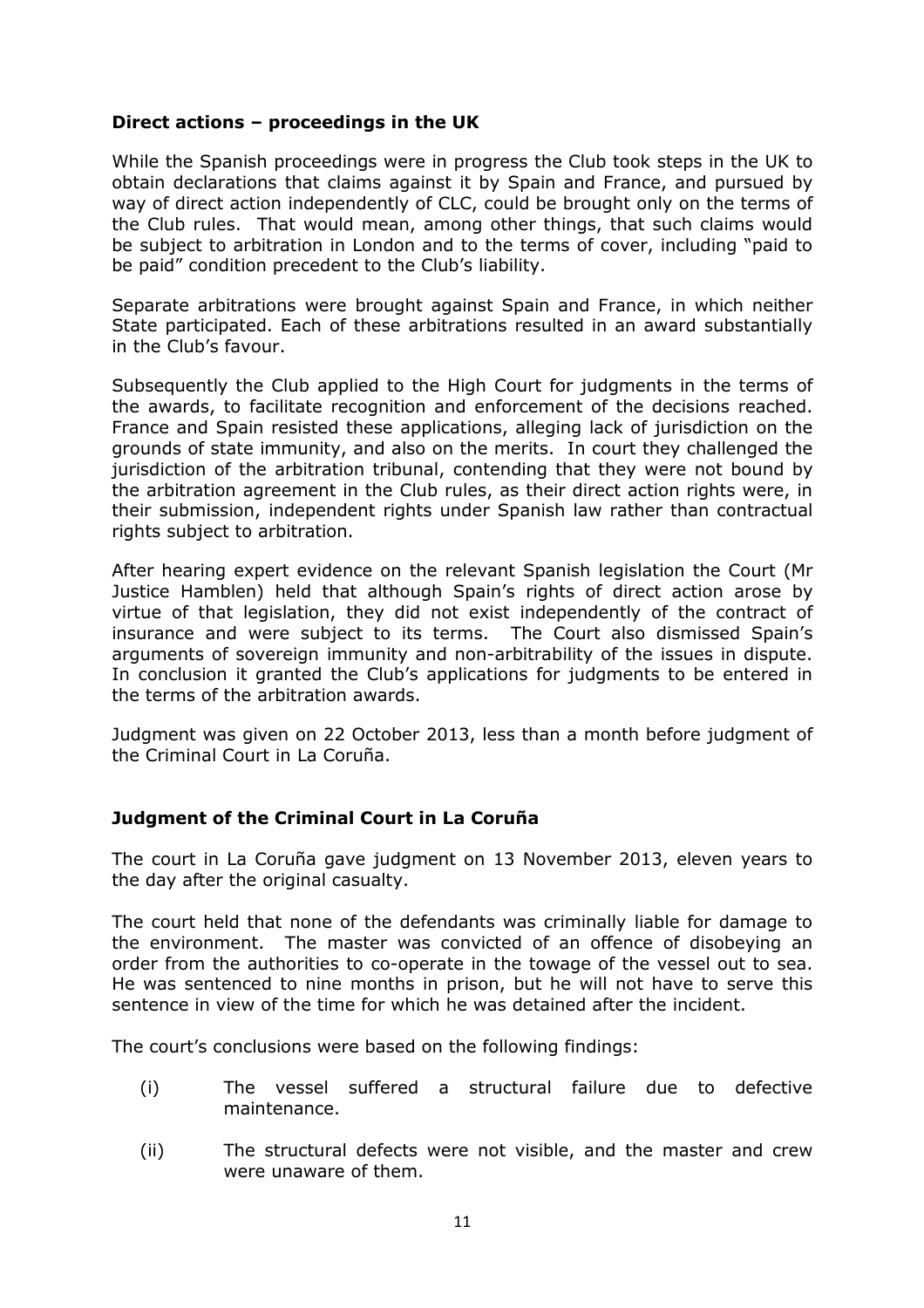**Direct actions – proceedings in the UK**

While the Spanish proceedings were in progress the Club took steps in the UK to obtain declarations that claims against it by Spain and France, and pursued by way of direct action independently of CLC, could be brought only on the terms of the Club rules. That would mean, among other things, that such claims would be subject to arbitration in London and to the terms of cover, including "paid to be paid" condition precedent to the Club's liability.

Separate arbitrations were brought against Spain and France, in which neither State participated. Each of these arbitrations resulted in an award substantially in the Club's favour.

Subsequently the Club applied to the High Court for judgments in the terms of the awards, to facilitate recognition and enforcement of the decisions reached. France and Spain resisted these applications, alleging lack of jurisdiction on the grounds of state immunity, and also on the merits. In court they challenged the jurisdiction of the arbitration tribunal, contending that they were not bound by the arbitration agreement in the Club rules, as their direct action rights were, in their submission, independent rights under Spanish law rather than contractual rights subject to arbitration.

After hearing expert evidence on the relevant Spanish legislation the Court (Mr Justice Hamblen) held that although Spain's rights of direct action arose by virtue of that legislation, they did not exist independently of the contract of insurance and were subject to its terms. The Court also dismissed Spain's arguments of sovereign immunity and non-arbitrability of the issues in dispute. In conclusion it granted the Club's applications for judgments to be entered in the terms of the arbitration awards.

Judgment was given on 22 October 2013, less than a month before judgment of the Criminal Court in La Coruña.

**Judgment of the Criminal Court in La Coruña**

The court in La Coruña gave judgment on 13 November 2013, eleven years to the day after the original casualty.

The court held that none of the defendants was criminally liable for damage to the environment. The master was convicted of an offence of disobeying an order from the authorities to co-operate in the towage of the vessel out to sea. He was sentenced to nine months in prison, but he will not have to serve this sentence in view of the time for which he was detained after the incident.

The court's conclusions were based on the following findings:

(i) The vessel suffered a structural failure due to defective maintenance.

(ii) The structural defects were not visible, and the master and crew were unaware of them.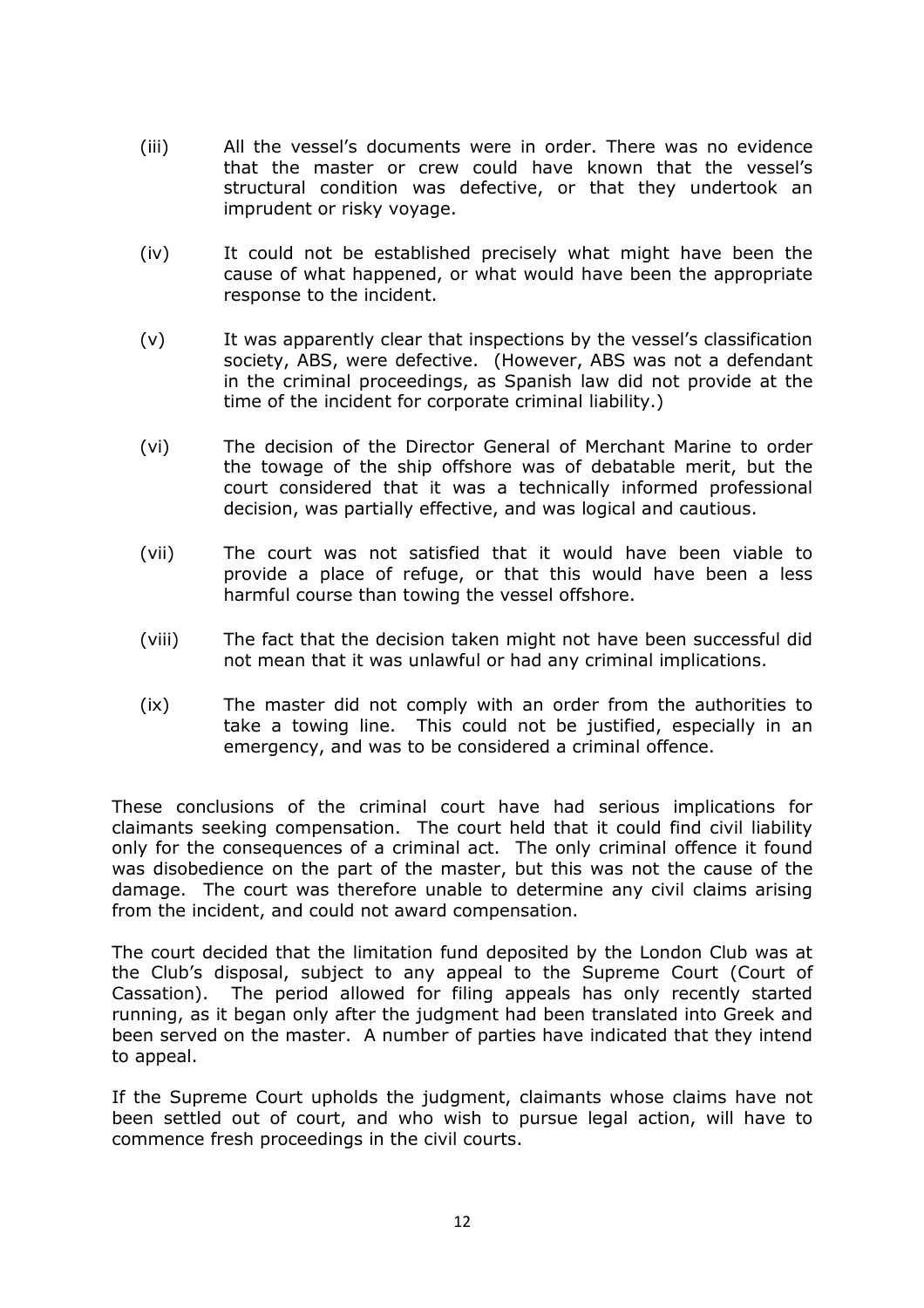(iii) All the vessel's documents were in order. There was no evidence that the master or crew could have known that the vessel's structural condition was defective, or that they undertook an imprudent or risky voyage.

(iv) It could not be established precisely what might have been the cause of what happened, or what would have been the appropriate response to the incident.

(v) It was apparently clear that inspections by the vessel's classification society, ABS, were defective. (However, ABS was not a defendant in the criminal proceedings, as Spanish law did not provide at the time of the incident for corporate criminal liability.)

(vi) The decision of the Director General of Merchant Marine to order the towage of the ship offshore was of debatable merit, but the court considered that it was a technically informed professional decision, was partially effective, and was logical and cautious.

(vii) The court was not satisfied that it would have been viable to provide a place of refuge, or that this would have been a less harmful course than towing the vessel offshore.

(viii) The fact that the decision taken might not have been successful did not mean that it was unlawful or had any criminal implications.

(ix) The master did not comply with an order from the authorities to take a towing line. This could not be justified, especially in an emergency, and was to be considered a criminal offence.

These conclusions of the criminal court have had serious implications for claimants seeking compensation. The court held that it could find civil liability only for the consequences of a criminal act. The only criminal offence it found was disobedience on the part of the master, but this was not the cause of the damage. The court was therefore unable to determine any civil claims arising from the incident, and could not award compensation.

The court decided that the limitation fund deposited by the London Club was at the Club's disposal, subject to any appeal to the Supreme Court (Court of Cassation). The period allowed for filing appeals has only recently started running, as it began only after the judgment had been translated into Greek and been served on the master. A number of parties have indicated that they intend to appeal.

If the Supreme Court upholds the judgment, claimants whose claims have not been settled out of court, and who wish to pursue legal action, will have to commence fresh proceedings in the civil courts.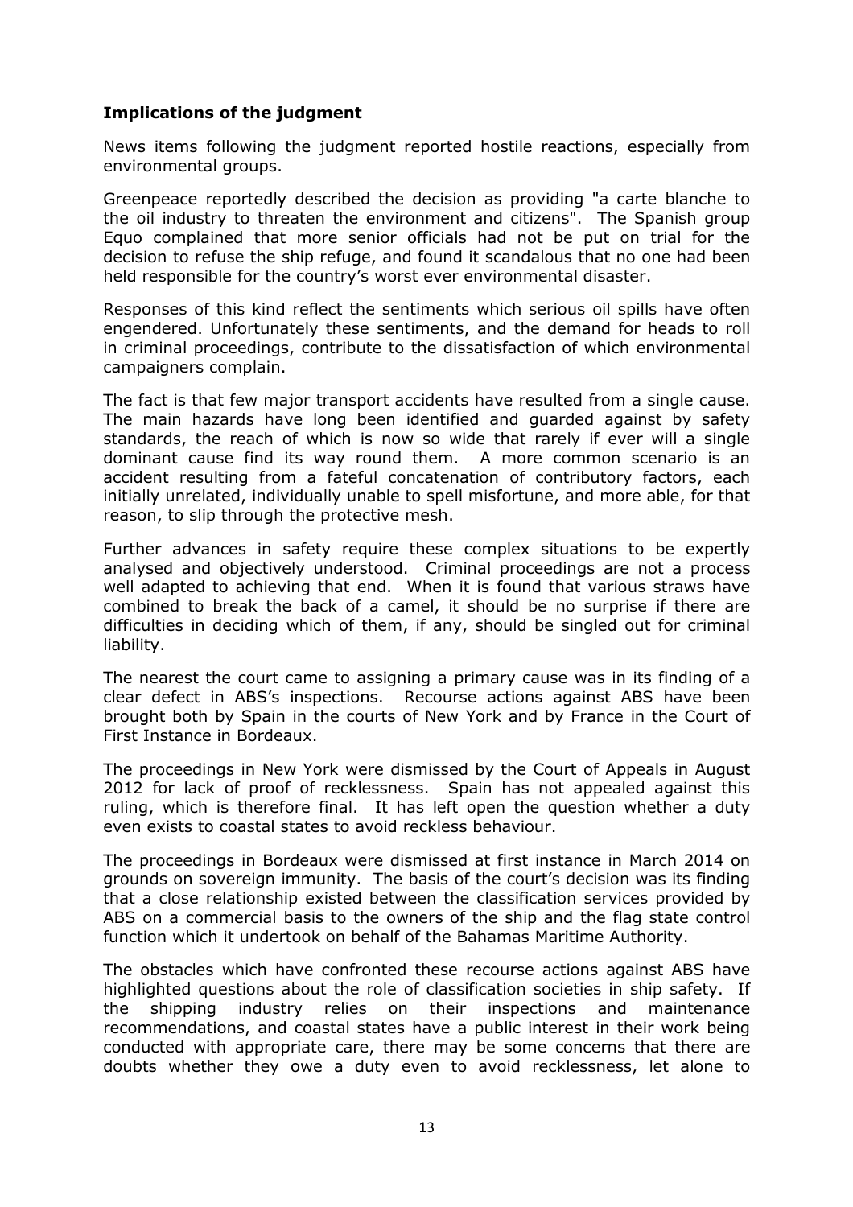**Implications of the judgment**

News items following the judgment reported hostile reactions, especially from environmental groups.

Greenpeace reportedly described the decision as providing "a carte blanche to the oil industry to threaten the environment and citizens". The Spanish group Equo complained that more senior officials had not be put on trial for the decision to refuse the ship refuge, and found it scandalous that no one had been held responsible for the country's worst ever environmental disaster.

Responses of this kind reflect the sentiments which serious oil spills have often engendered. Unfortunately these sentiments, and the demand for heads to roll in criminal proceedings, contribute to the dissatisfaction of which environmental campaigners complain.

The fact is that few major transport accidents have resulted from a single cause. The main hazards have long been identified and guarded against by safety standards, the reach of which is now so wide that rarely if ever will a single dominant cause find its way round them. A more common scenario is an accident resulting from a fateful concatenation of contributory factors, each initially unrelated, individually unable to spell misfortune, and more able, for that reason, to slip through the protective mesh.

Further advances in safety require these complex situations to be expertly analysed and objectively understood. Criminal proceedings are not a process well adapted to achieving that end. When it is found that various straws have combined to break the back of a camel, it should be no surprise if there are difficulties in deciding which of them, if any, should be singled out for criminal liability.

The nearest the court came to assigning a primary cause was in its finding of a clear defect in ABS's inspections. Recourse actions against ABS have been brought both by Spain in the courts of New York and by France in the Court of First Instance in Bordeaux.

The proceedings in New York were dismissed by the Court of Appeals in August 2012 for lack of proof of recklessness. Spain has not appealed against this ruling, which is therefore final. It has left open the question whether a duty even exists to coastal states to avoid reckless behaviour.

The proceedings in Bordeaux were dismissed at first instance in March 2014 on grounds on sovereign immunity. The basis of the court's decision was its finding that a close relationship existed between the classification services provided by ABS on a commercial basis to the owners of the ship and the flag state control function which it undertook on behalf of the Bahamas Maritime Authority.

The obstacles which have confronted these recourse actions against ABS have highlighted questions about the role of classification societies in ship safety. If the shipping industry relies on their inspections and maintenance recommendations, and coastal states have a public interest in their work being conducted with appropriate care, there may be some concerns that there are doubts whether they owe a duty even to avoid recklessness, let alone to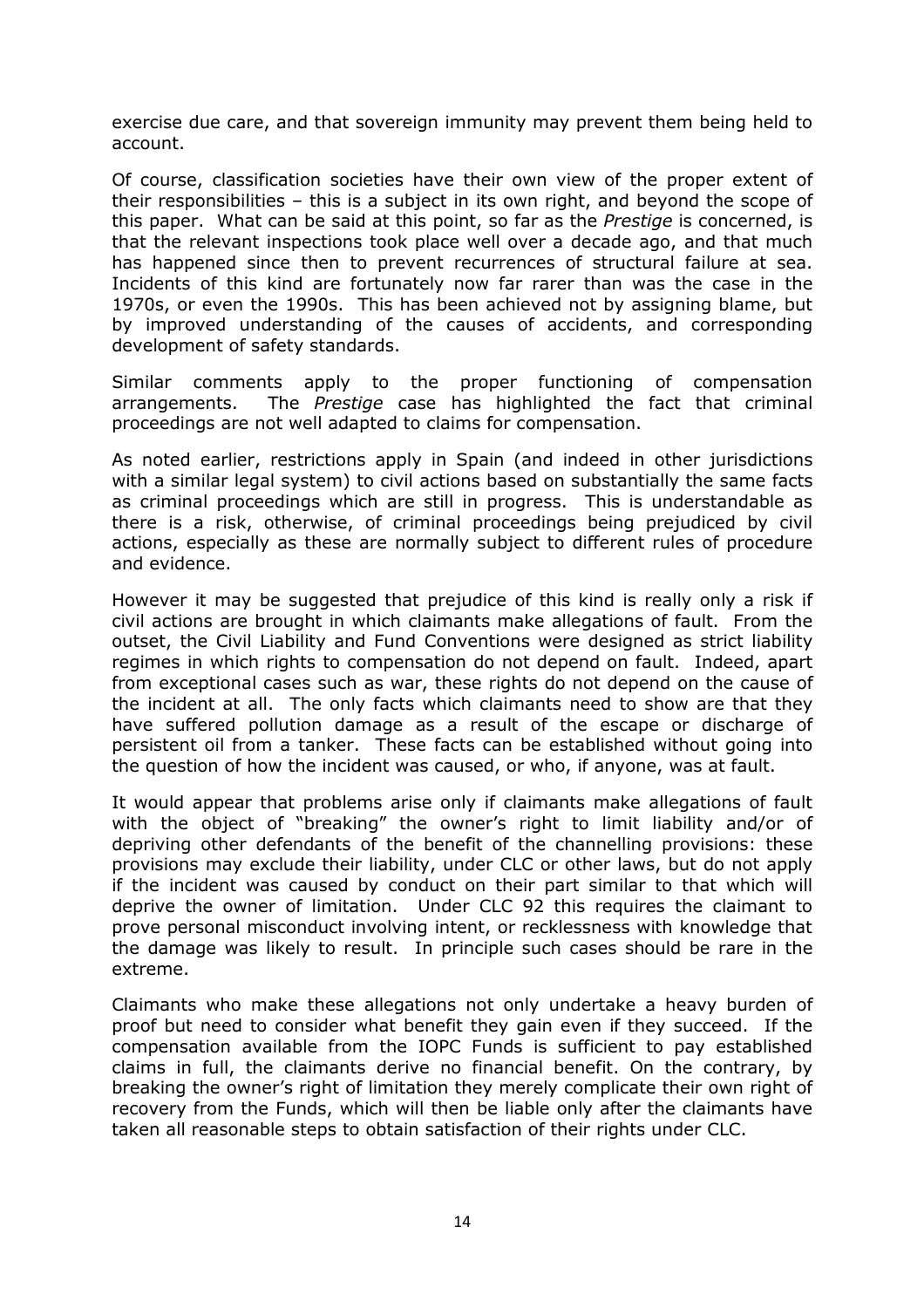exercise due care, and that sovereign immunity may prevent them being held to account.

Of course, classification societies have their own view of the proper extent of their responsibilities – this is a subject in its own right, and beyond the scope of this paper. What can be said at this point, so far as the *Prestige* is concerned, is that the relevant inspections took place well over a decade ago, and that much has happened since then to prevent recurrences of structural failure at sea. Incidents of this kind are fortunately now far rarer than was the case in the 1970s, or even the 1990s. This has been achieved not by assigning blame, but by improved understanding of the causes of accidents, and corresponding development of safety standards.

Similar comments apply to the proper functioning of compensation arrangements. The *Prestige* case has highlighted the fact that criminal proceedings are not well adapted to claims for compensation.

As noted earlier, restrictions apply in Spain (and indeed in other jurisdictions with a similar legal system) to civil actions based on substantially the same facts as criminal proceedings which are still in progress. This is understandable as there is a risk, otherwise, of criminal proceedings being prejudiced by civil actions, especially as these are normally subject to different rules of procedure and evidence.

However it may be suggested that prejudice of this kind is really only a risk if civil actions are brought in which claimants make allegations of fault. From the outset, the Civil Liability and Fund Conventions were designed as strict liability regimes in which rights to compensation do not depend on fault. Indeed, apart from exceptional cases such as war, these rights do not depend on the cause of the incident at all. The only facts which claimants need to show are that they have suffered pollution damage as a result of the escape or discharge of persistent oil from a tanker. These facts can be established without going into the question of how the incident was caused, or who, if anyone, was at fault.

It would appear that problems arise only if claimants make allegations of fault with the object of "breaking" the owner's right to limit liability and/or of depriving other defendants of the benefit of the channelling provisions: these provisions may exclude their liability, under CLC or other laws, but do not apply if the incident was caused by conduct on their part similar to that which will deprive the owner of limitation. Under CLC 92 this requires the claimant to prove personal misconduct involving intent, or recklessness with knowledge that the damage was likely to result. In principle such cases should be rare in the extreme.

Claimants who make these allegations not only undertake a heavy burden of proof but need to consider what benefit they gain even if they succeed. If the compensation available from the IOPC Funds is sufficient to pay established claims in full, the claimants derive no financial benefit. On the contrary, by breaking the owner's right of limitation they merely complicate their own right of recovery from the Funds, which will then be liable only after the claimants have taken all reasonable steps to obtain satisfaction of their rights under CLC.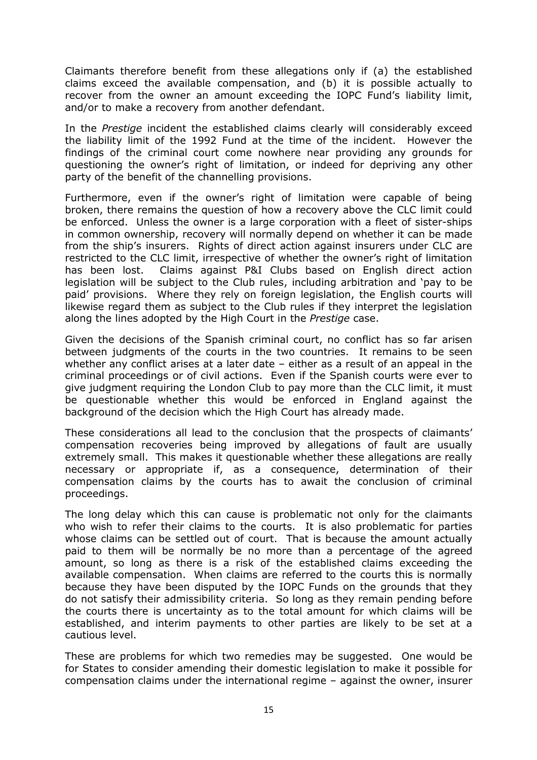Claimants therefore benefit from these allegations only if (a) the established claims exceed the available compensation, and (b) it is possible actually to recover from the owner an amount exceeding the IOPC Fund's liability limit, and/or to make a recovery from another defendant.

In the *Prestige* incident the established claims clearly will considerably exceed the liability limit of the 1992 Fund at the time of the incident. However the findings of the criminal court come nowhere near providing any grounds for questioning the owner's right of limitation, or indeed for depriving any other party of the benefit of the channelling provisions.

Furthermore, even if the owner's right of limitation were capable of being broken, there remains the question of how a recovery above the CLC limit could be enforced. Unless the owner is a large corporation with a fleet of sister-ships in common ownership, recovery will normally depend on whether it can be made from the ship's insurers. Rights of direct action against insurers under CLC are restricted to the CLC limit, irrespective of whether the owner's right of limitation has been lost. Claims against P&I Clubs based on English direct action legislation will be subject to the Club rules, including arbitration and 'pay to be paid' provisions. Where they rely on foreign legislation, the English courts will likewise regard them as subject to the Club rules if they interpret the legislation along the lines adopted by the High Court in the *Prestige* case.

Given the decisions of the Spanish criminal court, no conflict has so far arisen between judgments of the courts in the two countries. It remains to be seen whether any conflict arises at a later date – either as a result of an appeal in the criminal proceedings or of civil actions. Even if the Spanish courts were ever to give judgment requiring the London Club to pay more than the CLC limit, it must be questionable whether this would be enforced in England against the background of the decision which the High Court has already made.

These considerations all lead to the conclusion that the prospects of claimants' compensation recoveries being improved by allegations of fault are usually extremely small. This makes it questionable whether these allegations are really necessary or appropriate if, as a consequence, determination of their compensation claims by the courts has to await the conclusion of criminal proceedings.

The long delay which this can cause is problematic not only for the claimants who wish to refer their claims to the courts. It is also problematic for parties whose claims can be settled out of court. That is because the amount actually paid to them will be normally be no more than a percentage of the agreed amount, so long as there is a risk of the established claims exceeding the available compensation. When claims are referred to the courts this is normally because they have been disputed by the IOPC Funds on the grounds that they do not satisfy their admissibility criteria. So long as they remain pending before the courts there is uncertainty as to the total amount for which claims will be established, and interim payments to other parties are likely to be set at a cautious level.

These are problems for which two remedies may be suggested. One would be for States to consider amending their domestic legislation to make it possible for compensation claims under the international regime – against the owner, insurer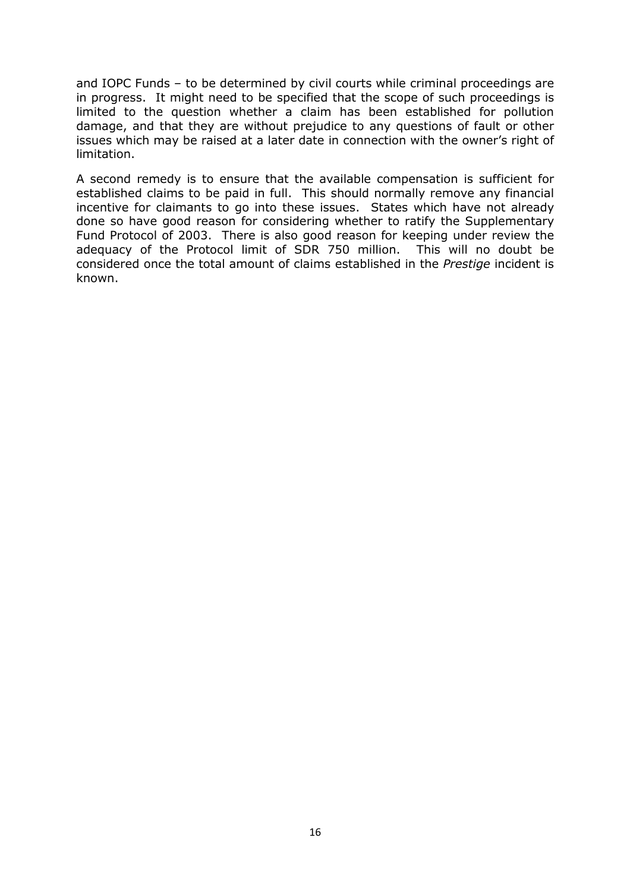and IOPC Funds – to be determined by civil courts while criminal proceedings are in progress. It might need to be specified that the scope of such proceedings is limited to the question whether a claim has been established for pollution damage, and that they are without prejudice to any questions of fault or other issues which may be raised at a later date in connection with the owner's right of limitation.

A second remedy is to ensure that the available compensation is sufficient for established claims to be paid in full. This should normally remove any financial incentive for claimants to go into these issues. States which have not already done so have good reason for considering whether to ratify the Supplementary Fund Protocol of 2003. There is also good reason for keeping under review the adequacy of the Protocol limit of SDR 750 million. This will no doubt be considered once the total amount of claims established in the *Prestige* incident is known.